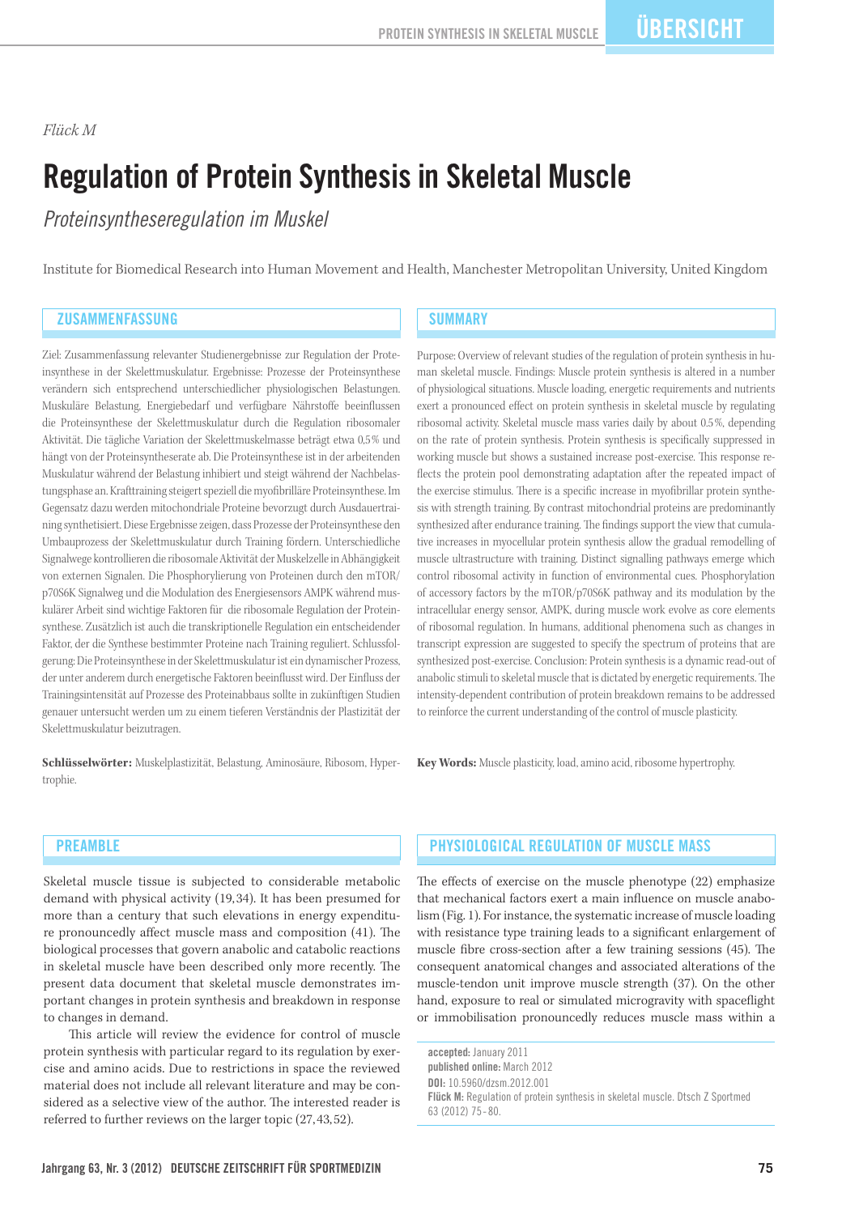*Flück M*

# Regulation of Protein Synthesis in Skeletal Muscle

*Proteinsyntheseregulation im Muskel*

Institute for Biomedical Research into Human Movement and Health, Manchester Metropolitan University, United Kingdom

## ZUSAMMENFASSUNG

Ziel: Zusammenfassung relevanter Studienergebnisse zur Regulation der Proteinsynthese in der Skelettmuskulatur. Ergebnisse: Prozesse der Proteinsynthese verändern sich entsprechend unterschiedlicher physiologischer Belastungen. Muskuläre Belastung, Energiebedarf und verfügbare Nährstoffe beeinflussen die Proteinsynthese der Skelettmuskulatur durch die Regulation ribosomaler Aktivität. Die tägliche Variation der Skelettmuskelmasse beträgt etwa 0,5% und hängt von der Proteinsyntheserate ab. Die Proteinsynthese ist in der arbeitenden Muskulatur während der Belastung inhibiert und steigt während der Nachbelastungsphase an. Krafttraining steigert speziell die myofibrilläre Proteinsynthese. Im Gegensatz dazu werden mitochondriale Proteine bevorzugt durch Ausdauertraining synthetisiert. Diese Ergebnisse zeigen, dass Prozesse der Proteinsynthese den Umbauprozess der Skelettmuskulatur durch Training fördern. Unterschiedliche Signalwege kontrollieren die ribosomale Aktivität der Muskelzelle in Abhängigkeit von externen Signalen. Die Phosphorylierung von Proteinen durch den mTOR/p70S6K Signalweg und die Modulation des Energiesensors AMPK während muskulärer Arbeit sind wichtige Faktoren für die ribosomale Regulation der Proteinsynthese. Zusätzlich ist auch die transkriptionelle Regulation ein entscheidender Faktor, der die Synthese bestimmter Proteine nach Training reguliert. Schlussfolgerung: Die Proteinsynthese in der Skelettmuskulatur ist ein dynamischer Prozess, der unter anderem durch energetische Faktoren beeinflusst wird. Der Einfluss der Trainingsintensität auf Prozesse des Proteinabbaus sollte in zukünftigen Studien genauer untersucht werden um zu einem tieferen Verständnis der Plastizität der Skelettmuskulatur beizutragen.

**Schlüsselwörter:** Muskelplastizität, Belastung, Aminosäure, Ribosom, Hypertrophie.

## SUMMARY

Purpose: Overview of relevant studies of the regulation of protein synthesis in human skeletal muscle. Findings: Muscle protein synthesis is altered in a number of physiological situations. Muscle loading, energetic requirements and nutrients exert a pronounced effect on protein synthesis in skeletal muscle by regulating ribosomal activity. Skeletal muscle mass varies daily by about 0.5%, depending on the rate of protein synthesis. Protein synthesis is specifically suppressed in working muscle but shows a sustained increase post-exercise. This response reflects the protein pool demonstrating adaptation after the repeated impact of the exercise stimulus. There is a specific increase in myofibrillar protein synthesis with strength training. By contrast mitochondrial proteins are predominantly synthesized after endurance training. The findings support the view that cumulative increases in myocellular protein synthesis allow the gradual remodelling of muscle ultrastructure with training. Distinct signalling pathways emerge which control ribosomal activity in function of environmental cues. Phosphorylation of accessory factors by the mTOR/p70S6K pathway and its modulation by the intracellular energy sensor, AMPK, during muscle work evolve as core elements of ribosomal regulation. In humans, additional phenomena such as changes in transcript expression are suggested to specify the spectrum of proteins that are synthesized post-exercise. Conclusion: Protein synthesis is a dynamic read-out of anabolic stimuli to skeletal muscle that is dictated by energetic requirements. The intensity-dependent contribution of protein breakdown remains to be addressed to reinforce the current understanding of the control of muscle plasticity.

**Key Words:** Muscle plasticity, load, amino acid, ribosome hypertrophy.

## PREAMBLE

Skeletal muscle tissue is subjected to considerable metabolic demand with physical activity (19,34). It has been presumed for more than a century that such elevations in energy expenditure pronouncedly affect muscle mass and composition (41). The biological processes that govern anabolic and catabolic reactions in skeletal muscle have been described only more recently. The present data document that skeletal muscle demonstrates important changes in protein synthesis and breakdown in response to changes in demand.

This article will review the evidence for control of muscle protein synthesis with particular regard to its regulation by exercise and amino acids. Due to restrictions in space the reviewed material does not include all relevant literature and may be considered as a selective view of the author. The interested reader is referred to further reviews on the larger topic (27,43,52).

## PHYSIOLOGICAL REGULATION OF MUSCLE MASS

The effects of exercise on the muscle phenotype (22) emphasize that mechanical factors exert a main influence on muscle anabolism (Fig. 1). For instance, the systematic increase of muscle loading with resistance type training leads to a significant enlargement of muscle fibre cross-section after a few training sessions (45). The consequent anatomical changes and associated alterations of the muscle-tendon unit improve muscle strength (37). On the other hand, exposure to real or simulated microgravity with spaceflight or immobilisation pronouncedly reduces muscle mass within a

**accepted:** January 2011
**published online:** March 2012
**DOI:** 10.5960/dzsm.2012.001
**Flück M:** Regulation of protein synthesis in skeletal muscle. Dtsch Z Sportmed 63 (2012) 75-80.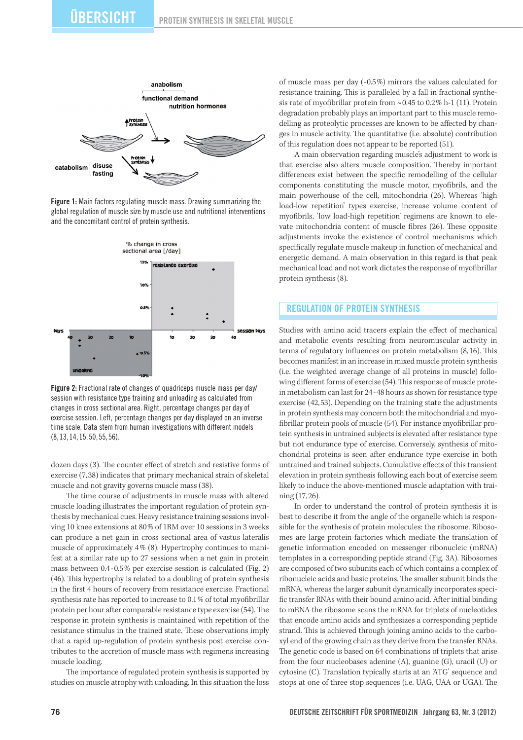Figure 1: Main factors regulating muscle mass. Drawing summarizing the global regulation of muscle size by muscle use and nutritional interventions and the concomitant control of protein synthesis.

Figure 2: Fractional rate of changes of quadriceps muscle mass per day/session with resistance type training and unloading as calculated from changes in cross sectional area. Right, percentage changes per day of exercise session. Left, percentage changes per day displayed on an inverse time scale. Data stem from human investigations with different models (8, 13, 14, 15, 50, 55, 56).

dozen days (3). The counter effect of stretch and resistive forms of exercise (7, 38) indicates that primary mechanical strain of skeletal muscle and not gravity governs muscle mass (38).

The time course of adjustments in muscle mass with altered muscle loading illustrates the important regulation of protein synthesis by mechanical cues. Heavy resistance training sessions involving 10 knee extensions at 80% of 1RM over 10 sessions in 3 weeks can produce a net gain in cross sectional area of vastus lateralis muscle of approximately 4% (8). Hypertrophy continues to manifest at a similar rate up to 27 sessions when a net gain in protein mass between 0.4-0.5% per exercise session is calculated (Fig. 2) (46). This hypertrophy is related to a doubling of protein synthesis in the first 4 hours of recovery from resistance exercise. Fractional synthesis rate has reported to increase to 0.1% of total myofibrillar protein per hour after comparable resistance type exercise (54). The response in protein synthesis is maintained with repetition of the resistance stimulus in the trained state. These observations imply that a rapid up-regulation of protein synthesis post exercise contributes to the accretion of muscle mass with regimens increasing muscle loading.

The importance of regulated protein synthesis is supported by studies on muscle atrophy with unloading. In this situation the loss of muscle mass per day (-0.5%) mirrors the values calculated for resistance training. This is paralleled by a fall in fractional synthesis rate of myofibrillar protein from ~0.45 to 0.2% h-1 (11). Protein degradation probably plays an important part to this muscle remodelling as proteolytic processes are known to be affected by changes in muscle activity. The quantitative (i.e. absolute) contribution of this regulation does not appear to be reported (51).

A main observation regarding muscle's adjustment to work is that exercise also alters muscle composition. Thereby important differences exist between the specific remodelling of the cellular components constituting the muscle motor, myofibrils, and the main powerhouse of the cell, mitochondria (26). Whereas 'high load-low repetition' types exercise, increase volume content of myofibrils, 'low load-high repetition' regimens are known to elevate mitochondria content of muscle fibres (26). These opposite adjustments invoke the existence of control mechanisms which specifically regulate muscle makeup in function of mechanical and energetic demand. A main observation in this regard is that peak mechanical load and not work dictates the response of myofibrillar protein synthesis (8).

## Regulation of Protein Synthesis

Studies with amino acid tracers explain the effect of mechanical and metabolic events resulting from neuromuscular activity in terms of regulatory influences on protein metabolism (8, 16). This becomes manifest in an increase in mixed muscle protein synthesis (i.e. the weighted average change of all proteins in muscle) following different forms of exercise (54). This response of muscle protein metabolism can last for 24-48 hours as shown for resistance type exercise (42, 53). Depending on the training state the adjustments in protein synthesis may concern both the mitochondrial and myofibrillar protein pools of muscle (54). For instance myofibrillar protein synthesis in untrained subjects is elevated after resistance type but not endurance type of exercise. Conversely, synthesis of mitochondrial proteins is seen after endurance type exercise in both untrained and trained subjects. Cumulative effects of this transient elevation in protein synthesis following each bout of exercise seem likely to induce the above-mentioned muscle adaptation with training (17, 26).

In order to understand the control of protein synthesis it is best to describe it from the angle of the organelle which is responsible for the synthesis of protein molecules: the ribosome. Ribosomes are large protein factories which mediate the translation of genetic information encoded on messenger ribonucleic (mRNA) templates in a corresponding peptide strand (Fig. 3A). Ribosomes are composed of two subunits each of which contains a complex of ribonucleic acids and basic proteins. The smaller subunit binds the mRNA, whereas the larger subunit dynamically incorporates specific transfer RNAs with their bound amino acid. After initial binding to mRNA the ribosome scans the mRNA for triplets of nucleotides that encode amino acids and synthesizes a corresponding peptide strand. This is achieved through joining amino acids to the carboxyl end of the growing chain as they derive from the transfer RNAs. The genetic code is based on 64 combinations of triplets that arise from the four nucleobases adenine (A), guanine (G), uracil (U) or cytosine (C). Translation typically starts at an 'ATG' sequence and stops at one of three stop sequences (i.e. UAG, UAA or UGA). The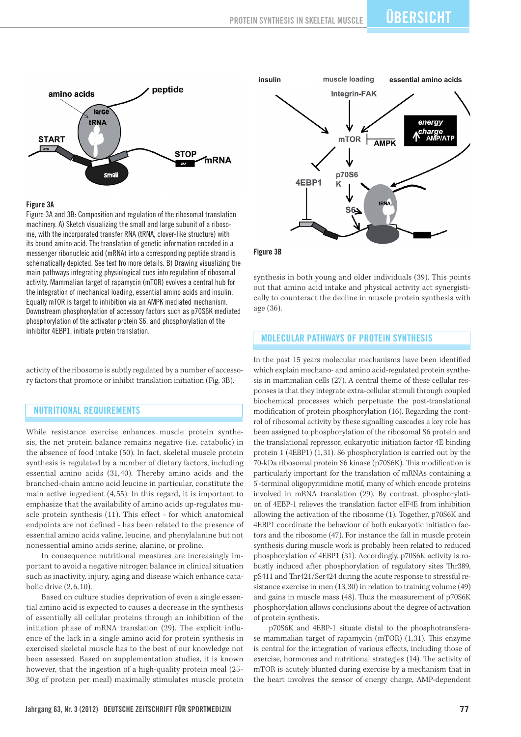Figure 3A

Figure 3A and 3B: Composition and regulation of the ribosomal translation machinery. A) Sketch visualizing the small and large subunit of a ribosome, with the incorporated transfer RNA (tRNA, clover-like structure) with its bound amino acid. The translation of genetic information encoded in a messenger ribonucleic acid (mRNA) into a corresponding peptide strand is schematically depicted. See text fro more details. B) Drawing visualizing the main pathways integrating physiological cues into regulation of ribosomal activity. Mammalian target of rapamycin (mTOR) evolves a central hub for the integration of mechanical loading, essential amino acids and insulin. Equally mTOR is target to inhibition via an AMPK mediated mechanism. Downstream phosphorylation of accessory factors such as p70S6K mediated phosphorylation of the activator protein S6, and phosphorylation of the inhibitor 4EBP1, initiate protein translation.

Figure 3B

activity of the ribosome is subtly regulated by a number of accessory factors that promote or inhibit translation initiation (Fig. 3B).

## NUTRITIONAL REQUIREMENTS

While resistance exercise enhances muscle protein synthesis, the net protein balance remains negative (i.e. catabolic) in the absence of food intake (50). In fact, skeletal muscle protein synthesis is regulated by a number of dietary factors, including essential amino acids (31,40). Thereby amino acids and the branched-chain amino acid leucine in particular, constitute the main active ingredient (4,55). In this regard, it is important to emphasize that the availability of amino acids up-regulates muscle protein synthesis (11). This effect - for which anatomical endpoints are not defined - has been related to the presence of essential amino acids valine, leucine, and phenylalanine but not nonessential amino acids serine, alanine, or proline.

In consequence nutritional measures are increasingly important to avoid a negative nitrogen balance in clinical situation such as inactivity, injury, aging and disease which enhance catabolic drive (2,6,10).

Based on culture studies deprivation of even a single essential amino acid is expected to causes a decrease in the synthesis of essentially all cellular proteins through an inhibition of the initiation phase of mRNA translation (29). The explicit influence of the lack in a single amino acid for protein synthesis in exercised skeletal muscle has to the best of our knowledge not been assessed. Based on supplementation studies, it is known however, that the ingestion of a high-quality protein meal (25-30 g of protein per meal) maximally stimulates muscle protein synthesis in both young and older individuals (39). This points out that amino acid intake and physical activity act synergistically to counteract the decline in muscle protein synthesis with age (36).

## MOLECULAR PATHWAYS OF PROTEIN SYNTHESIS

In the past 15 years molecular mechanisms have been identified which explain mechano- and amino acid-regulated protein synthesis in mammalian cells (27). A central theme of these cellular responses is that they integrate extra-cellular stimuli through coupled biochemical processes which perpetuate the post-translational modification of protein phosphorylation (16). Regarding the control of ribosomal activity by these signalling cascades a key role has been assigned to phosphorylation of the ribosomal S6 protein and the translational repressor, eukaryotic initiation factor 4E binding protein 1 (4EBP1) (1,31). S6 phosphorylation is carried out by the 70-kDa ribosomal protein S6 kinase (p70S6K). This modification is particularly important for the translation of mRNAs containing a 5'-terminal oligopyrimidine motif, many of which encode proteins involved in mRNA translation (29). By contrast, phosphorylation of 4EBP-1 relieves the translation factor eIF4E from inhibition allowing the activation of the ribosome (1). Together, p70S6K and 4EBP1 coordinate the behaviour of both eukaryotic initiation factors and the ribosome (47). For instance the fall in muscle protein synthesis during muscle work is probably been related to reduced phosphorylation of 4EBP1 (31). Accordingly, p70S6K activity is robustly induced after phosphorylation of regulatory sites Thr389, pS411 and Thr421/Ser424 during the acute response to stressful resistance exercise in men (13,30) in relation to training volume (49) and gains in muscle mass (48). Thus the measurement of p70S6K phosphorylation allows conclusions about the degree of activation of protein synthesis.

p70S6K and 4EBP-1 situate distal to the phosphotransferase mammalian target of rapamycin (mTOR) (1,31). This enzyme is central for the integration of various effects, including those of exercise, hormones and nutritional strategies (14). The activity of mTOR is acutely blunted during exercise by a mechanism that in the heart involves the sensor of energy charge, AMP-dependent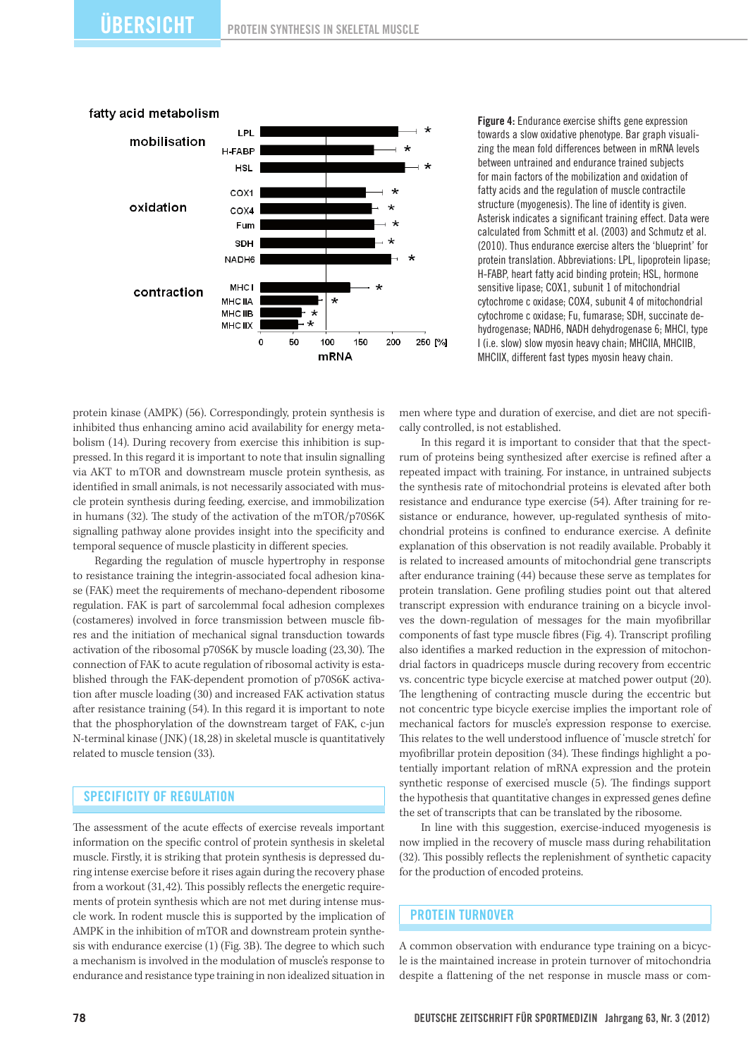Figure 4: Endurance exercise shifts gene expression towards a slow oxidative phenotype. Bar graph visualizing the mean fold differences between in mRNA levels between untrained and endurance trained subjects for main factors of the mobilization and oxidation of fatty acids and the regulation of muscle contractile structure (myogenesis). The line of identity is given. Asterisk indicates a significant training effect. Data were calculated from Schmitt et al. (2003) and Schmutz et al. (2010). Thus endurance exercise alters the 'blueprint' for protein translation. Abbreviations: LPL, lipoprotein lipase; H-FABP, heart fatty acid binding protein; HSL, hormone sensitive lipase; COX1, subunit 1 of mitochondrial cytochrome c oxidase; COX4, subunit 4 of mitochondrial cytochrome c oxidase; Fu, fumarase; SDH, succinate dehydrogenase; NADH6, NADH dehydrogenase 6; MHCI, type I (i.e. slow) slow myosin heavy chain; MHCIIA, MHCIIB, MHCIIX, different fast types myosin heavy chain.

protein kinase (AMPK) (56). Correspondingly, protein synthesis is inhibited thus enhancing amino acid availability for energy metabolism (14). During recovery from exercise this inhibition is suppressed. In this regard it is important to note that insulin signalling via AKT to mTOR and downstream muscle protein synthesis, as identified in small animals, is not necessarily associated with muscle protein synthesis during feeding, exercise, and immobilization in humans (32). The study of the activation of the mTOR/p70S6K signalling pathway alone provides insight into the specificity and temporal sequence of muscle plasticity in different species.

Regarding the regulation of muscle hypertrophy in response to resistance training the integrin-associated focal adhesion kinase (FAK) meet the requirements of mechano-dependent ribosome regulation. FAK is part of sarcolemmal focal adhesion complexes (costameres) involved in force transmission between muscle fibres and the initiation of mechanical signal transduction towards activation of the ribosomal p70S6K by muscle loading (23,30). The connection of FAK to acute regulation of ribosomal activity is established through the FAK-dependent promotion of p70S6K activation after muscle loading (30) and increased FAK activation status after resistance training (54). In this regard it is important to note that the phosphorylation of the downstream target of FAK, c-jun N-terminal kinase (JNK) (18,28) in skeletal muscle is quantitatively related to muscle tension (33).

## SPECIFICITY OF REGULATION

The assessment of the acute effects of exercise reveals important information on the specific control of protein synthesis in skeletal muscle. Firstly, it is striking that protein synthesis is depressed during intense exercise before it rises again during the recovery phase from a workout (31,42). This possibly reflects the energetic requirements of protein synthesis which are not met during intense muscle work. In rodent muscle this is supported by the implication of AMPK in the inhibition of mTOR and downstream protein synthesis with endurance exercise (1) (Fig. 3B). The degree to which such a mechanism is involved in the modulation of muscle's response to endurance and resistance type training in non idealized situation in men where type and duration of exercise, and diet are not specifically controlled, is not established.

In this regard it is important to consider that that the spectrum of proteins being synthesized after exercise is refined after a repeated impact with training. For instance, in untrained subjects the synthesis rate of mitochondrial proteins is elevated after both resistance and endurance type exercise (54). After training for resistance or endurance, however, up-regulated synthesis of mitochondrial proteins is confined to endurance exercise. A definite explanation of this observation is not readily available. Probably it is related to increased amounts of mitochondrial gene transcripts after endurance training (44) because these serve as templates for protein translation. Gene profiling studies point out that altered transcript expression with endurance training on a bicycle involves the down-regulation of messages for the main myofibrillar components of fast type muscle fibres (Fig. 4). Transcript profiling also identifies a marked reduction in the expression of mitochondrial factors in quadriceps muscle during recovery from eccentric vs. concentric type bicycle exercise at matched power output (20). The lengthening of contracting muscle during the eccentric but not concentric type bicycle exercise implies the important role of mechanical factors for muscle's expression response to exercise. This relates to the well understood influence of 'muscle stretch' for myofibrillar protein deposition (34). These findings highlight a potentially important relation of mRNA expression and the protein synthetic response of exercised muscle (5). The findings support the hypothesis that quantitative changes in expressed genes define the set of transcripts that can be translated by the ribosome.

In line with this suggestion, exercise-induced myogenesis is now implied in the recovery of muscle mass during rehabilitation (32). This possibly reflects the replenishment of synthetic capacity for the production of encoded proteins.

## PROTEIN TURNOVER

A common observation with endurance type training on a bicycle is the maintained increase in protein turnover of mitochondria despite a flattening of the net response in muscle mass or com-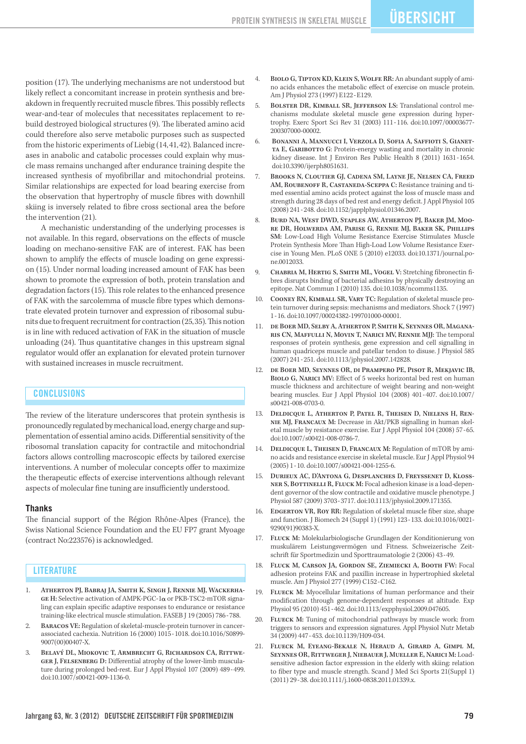position (17). The underlying mechanisms are not understood but likely reflect a concomitant increase in protein synthesis and breakdown in frequently recruited muscle fibres. This possibly reflects wear-and-tear of molecules that necessitates replacement to rebuild destroyed biological structures (9). The liberated amino acid could therefore also serve metabolic purposes such as suspected from the historic experiments of Liebig (14,41,42). Balanced increases in anabolic and catabolic processes could explain why muscle mass remains unchanged after endurance training despite the increased synthesis of myofibrillar and mitochondrial proteins. Similar relationships are expected for load bearing exercise from the observation that hypertrophy of muscle fibres with downhill skiing is inversely related to fibre cross sectional area the before the intervention (21).

A mechanistic understanding of the underlying processes is not available. In this regard, observations on the effects of muscle loading on mechano-sensitive FAK are of interest. FAK has been shown to amplify the effects of muscle loading on gene expression (15). Under normal loading increased amount of FAK has been shown to promote the expression of both, protein translation and degradation factors (15). This role relates to the enhanced presence of FAK with the sarcolemma of muscle fibre types which demonstrate elevated protein turnover and expression of ribosomal subunits due to frequent recruitment for contraction (25,35). This notion is in line with reduced activation of FAK in the situation of muscle unloading (24). Thus quantitative changes in this upstream signal regulator would offer an explanation for elevated protein turnover with sustained increases in muscle recruitment.

## CONCLUSIONS

The review of the literature underscores that protein synthesis is pronouncedly regulated by mechanical load, energy charge and supplementation of essential amino acids. Differential sensitivity of the ribosomal translation capacity for contractile and mitochondrial factors allows controlling macroscopic effects by tailored exercise interventions. A number of molecular concepts offer to maximize the therapeutic effects of exercise interventions although relevant aspects of molecular fine tuning are insufficiently understood.

### Thanks

The financial support of the Région Rhône-Alpes (France), the Swiss National Science Foundation and the EU FP7 grant Myoage (contract No:223576) is acknowledged.

## LITERATURE

1. **Atherton PJ, Babraj JA, Smith K, Singh J, Rennie MJ, Wackerhage H:** Selective activation of AMPK-PGC-1α or PKB-TSC2-mTOR signaling can explain specific adaptive responses to endurance or resistance training-like electrical muscle stimulation. FASEB J 19 (2005) 786-788.
2. **Baracos VE:** Regulation of skeletal-muscle-protein turnover in cancer-associated cachexia. Nutrition 16 (2000) 1015-1018. doi:10.1016/S0899-9007(00)00407-X.
3. **Belavý DL, Miokovic T, Armbrecht G, Richardson CA, Rittweger J, Felsenberg D:** Differential atrophy of the lower-limb musculature during prolonged bed-rest. Eur J Appl Physiol 107 (2009) 489-499. doi:10.1007/s00421-009-1136-0.
4. **Biolo G, Tipton KD, Klein S, Wolfe RR:** An abundant supply of amino acids enhances the metabolic effect of exercise on muscle protein. Am J Physiol 273 (1997) E122-E129.
5. **Bolster DR, Kimball SR, Jefferson LS:** Translational control mechanisms modulate skeletal muscle gene expression during hypertrophy. Exerc Sport Sci Rev 31 (2003) 111-116. doi:10.1097/00003677-200307000-00002.
6. **Bonanni A, Mannucci I, Verzola D, Sofia A, Saffioti S, Gianetta E, Garibotto G:** Protein-energy wasting and mortality in chronic kidney disease. Int J Environ Res Public Health 8 (2011) 1631-1654. doi:10.3390/ijerph8051631.
7. **Brooks N, Cloutier GJ, Cadena SM, Layne JE, Nelsen CA, Freed AM, Roubenoff R, Castaneda-Sceppa C:** Resistance training and timed essential amino acids protect against the loss of muscle mass and strength during 28 days of bed rest and energy deficit. J Appl Physiol 105 (2008) 241-248. doi:10.1152/japplphysiol.01346.2007.
8. **Burd NA, West DWD, Staples AW, Atherton PJ, Baker JM, Moore DR, Holwerda AM, Parise G, Rennie MJ, Baker SK, Phillips SM:** Low-Load High Volume Resistance Exercise Stimulates Muscle Protein Synthesis More Than High-Load Low Volume Resistance Exercise in Young Men. PLoS ONE 5 (2010) e12033. doi:10.1371/journal.pone.0012033.
9. **Chabria M, Hertig S, Smith ML, Vogel V:** Stretching fibronectin fibres disrupts binding of bacterial adhesins by physically destroying an epitope. Nat Commun 1 (2010) 135. doi:10.1038/ncomms1135.
10. **Cooney RN, Kimball SR, Vary TC:** Regulation of skeletal muscle protein turnover during sepsis: mechanisms and mediators. Shock 7 (1997) 1-16. doi:10.1097/00024382-199701000-00001.
11. **de Boer MD, Selby A, Atherton P, Smith K, Seynnes OR, Maganaris CN, Maffulli N, Movin T, Narici MV, Rennie MJJ:** The temporal responses of protein synthesis, gene expression and cell signalling in human quadriceps muscle and patellar tendon to disuse. J Physiol 585 (2007) 241-251. doi:10.1113/jphysiol.2007.142828.
12. **de Boer MD, Seynnes OR, di Prampero PE, Pisot R, Mekjavic IB, Biolo G, Narici MV:** Effect of 5 weeks horizontal bed rest on human muscle thickness and architecture of weight bearing and non-weight bearing muscles. Eur J Appl Physiol 104 (2008) 401-407. doi:10.1007/s00421-008-0703-0.
13. **Deldicque L, Atherton P, Patel R, Theisen D, Nielens H, Rennie MJ, Francaux M:** Decrease in Akt/PKB signalling in human skeletal muscle by resistance exercise. Eur J Appl Physiol 104 (2008) 57-65. doi:10.1007/s00421-008-0786-7.
14. **Deldicque L, Theisen D, Francaux M:** Regulation of mTOR by amino acids and resistance exercise in skeletal muscle. Eur J Appl Physiol 94 (2005) 1-10. doi:10.1007/s00421-004-1255-6.
15. **Durieux AC, D'Antona G, Desplanches D, Freyssenet D, Klossner S, Bottinelli R, Fluck M:** Focal adhesion kinase is a load-dependent governor of the slow contractile and oxidative muscle phenotype. J Physiol 587 (2009) 3703-3717. doi:10.1113/jphysiol.2009.171355.
16. **Edgerton VR, Roy RR:** Regulation of skeletal muscle fiber size, shape and function. J Biomech 24 (Suppl 1) (1991) 123-133. doi:10.1016/0021-9290(91)90383-X.
17. **Fluck M:** Molekularbiologische Grundlagen der Konditionierung von muskulärem Leistungsvermögen und Fitness. Schweizerische Zeitschrift für Sportmedizin und Sporttraumatologie 2 (2006) 43-49.
18. **Fluck M, Carson JA, Gordon SE, Ziemiecki A, Booth FW:** Focal adhesion proteins FAK and paxillin increase in hypertrophied skeletal muscle. Am J Physiol 277 (1999) C152-C162.
19. **Flueck M:** Myocellular limitations of human performance and their modification through genome-dependent responses at altitude. Exp Physiol 95 (2010) 451-462. doi:10.1113/expphysiol.2009.047605.
20. **Flueck M:** Tuning of mitochondrial pathways by muscle work: from triggers to sensors and expression signatures. Appl Physiol Nutr Metab 34 (2009) 447-453. doi:10.1139/H09-034.
21. **Flueck M, Eyeang-Bekale N, Heraud A, Girard A, Gimpl M, Seynnes OR, Rittweger J, Niebauer J, Mueller E, Narici M:** Load-sensitive adhesion factor expression in the elderly with skiing: relation to fiber type and muscle strength. Scand J Med Sci Sports 21(Suppl 1) (2011) 29-38. doi:10.1111/j.1600-0838.2011.01339.x.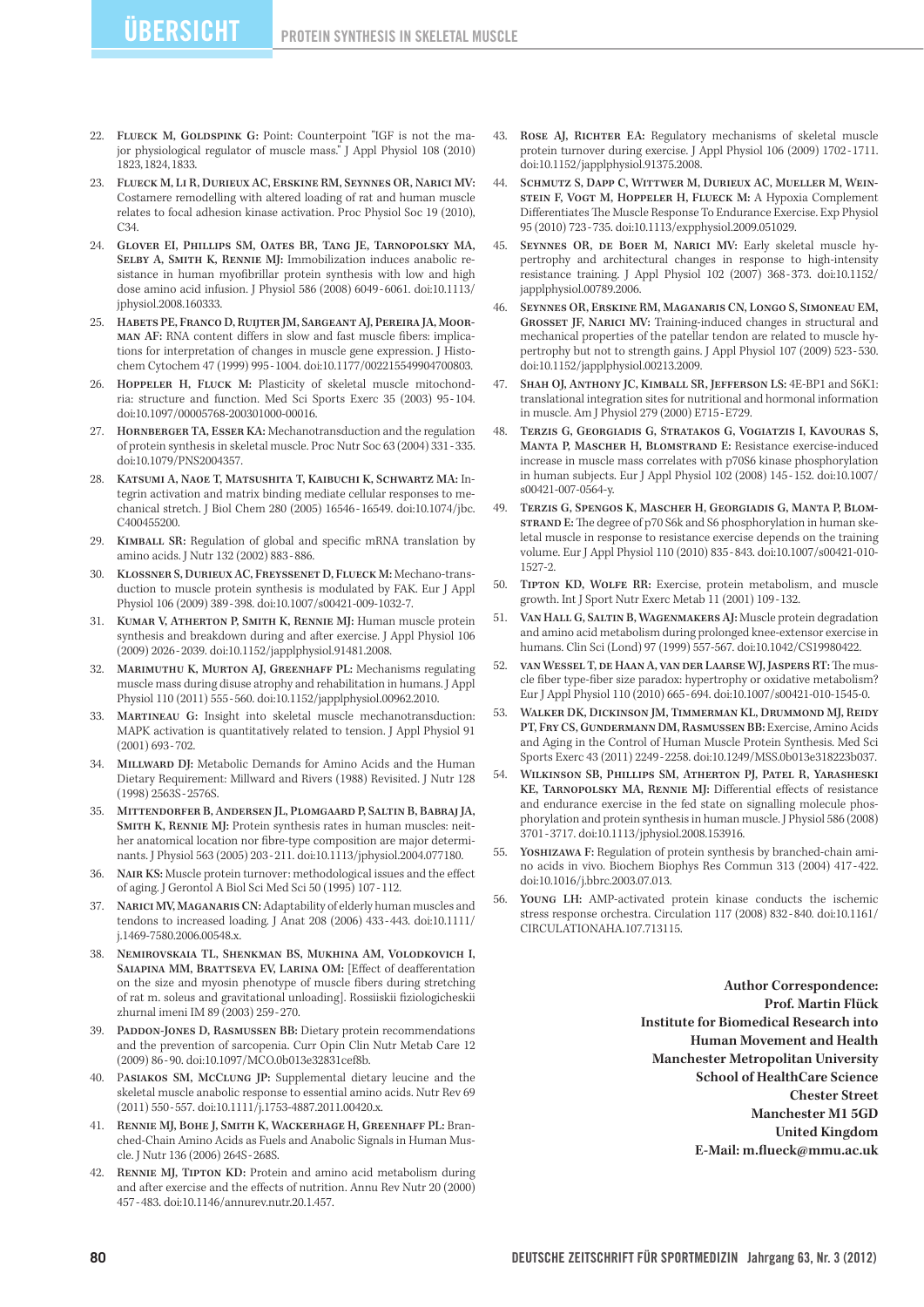22. Flueck M, Goldspink G: Point: Counterpoint "IGF is not the major physiological regulator of muscle mass." J Appl Physiol 108 (2010) 1823, 1824, 1833.
23. Flueck M, Li R, Durieux AC, Erskine RM, Seynnes OR, Narici MV: Costamere remodelling with altered loading of rat and human muscle relates to focal adhesion kinase activation. Proc Physiol Soc 19 (2010), C34.
24. Glover EI, Phillips SM, Oates BR, Tang JE, Tarnopolsky MA, Selby A, Smith K, Rennie MJ: Immobilization induces anabolic resistance in human myofibrillar protein synthesis with low and high dose amino acid infusion. J Physiol 586 (2008) 6049-6061. doi:10.1113/jphysiol.2008.160333.
25. Habets PE, Franco D, Ruijter JM, Sargeant AJ, Pereira JA, Moorman AF: RNA content differs in slow and fast muscle fibers: implications for interpretation of changes in muscle gene expression. J Histochem Cytochem 47 (1999) 995-1004. doi:10.1177/002215549904700803.
26. Hoppeler H, Fluck M: Plasticity of skeletal muscle mitochondria: structure and function. Med Sci Sports Exerc 35 (2003) 95-104. doi:10.1097/00005768-200301000-00016.
27. Hornberger TA, Esser KA: Mechanotransduction and the regulation of protein synthesis in skeletal muscle. Proc Nutr Soc 63 (2004) 331-335. doi:10.1079/PNS2004357.
28. Katsumi A, Naoe T, Matsushita T, Kaibuchi K, Schwartz MA: Integrin activation and matrix binding mediate cellular responses to mechanical stretch. J Biol Chem 280 (2005) 16546-16549. doi:10.1074/jbc.C400455200.
29. Kimball SR: Regulation of global and specific mRNA translation by amino acids. J Nutr 132 (2002) 883-886.
30. Klossner S, Durieux AC, Freyssenet D, Flueck M: Mechano-transduction to muscle protein synthesis is modulated by FAK. Eur J Appl Physiol 106 (2009) 389-398. doi:10.1007/s00421-009-1032-7.
31. Kumar V, Atherton P, Smith K, Rennie MJ: Human muscle protein synthesis and breakdown during and after exercise. J Appl Physiol 106 (2009) 2026-2039. doi:10.1152/japplphysiol.91481.2008.
32. Marimuthu K, Murton AJ, Greenhaff PL: Mechanisms regulating muscle mass during disuse atrophy and rehabilitation in humans. J Appl Physiol 110 (2011) 555-560. doi:10.1152/japplphysiol.00962.2010.
33. Martineau G: Insight into skeletal muscle mechanotransduction: MAPK activation is quantitatively related to tension. J Appl Physiol 91 (2001) 693-702.
34. Millward DJ: Metabolic Demands for Amino Acids and the Human Dietary Requirement: Millward and Rivers (1988) Revisited. J Nutr 128 (1998) 2563S-2576S.
35. Mittendorfer B, Andersen JL, Plomgaard P, Saltin B, Babraj JA, Smith K, Rennie MJ: Protein synthesis rates in human muscles: neither anatomical location nor fibre-type composition are major determinants. J Physiol 563 (2005) 203-211. doi:10.1113/jphysiol.2004.077180.
36. Nair KS: Muscle protein turnover: methodological issues and the effect of aging. J Gerontol A Biol Sci Med Sci 50 (1995) 107-112.
37. Narici MV, Maganaris CN: Adaptability of elderly human muscles and tendons to increased loading. J Anat 208 (2006) 433-443. doi:10.1111/j.1469-7580.2006.00548.x.
38. Nemirovskaia TL, Shenkman BS, Mukhina AM, Volodkovich I, Saiapina MM, Brattseva EV, Larina OM: [Effect of deafferentation on the size and myosin phenotype of muscle fibers during stretching of rat m. soleus and gravitational unloading]. Rossiiskii fiziologicheskii zhurnal imeni IM 89 (2003) 259-270.
39. Paddon-Jones D, Rasmussen BB: Dietary protein recommendations and the prevention of sarcopenia. Curr Opin Clin Nutr Metab Care 12 (2009) 86-90. doi:10.1097/MCO.0b013e32831cef8b.
40. Pasiakos SM, McClung JP: Supplemental dietary leucine and the skeletal muscle anabolic response to essential amino acids. Nutr Rev 69 (2011) 550-557. doi:10.1111/j.1753-4887.2011.00420.x.
41. Rennie MJ, Bohe J, Smith K, Wackerhage H, Greenhaff PL: Branched-Chain Amino Acids as Fuels and Anabolic Signals in Human Muscle. J Nutr 136 (2006) 264S-268S.
42. Rennie MJ, Tipton KD: Protein and amino acid metabolism during and after exercise and the effects of nutrition. Annu Rev Nutr 20 (2000) 457-483. doi:10.1146/annurev.nutr.20.1.457.
43. Rose AJ, Richter EA: Regulatory mechanisms of skeletal muscle protein turnover during exercise. J Appl Physiol 106 (2009) 1702-1711. doi:10.1152/japplphysiol.91375.2008.
44. Schmutz S, Dapp C, Wittwer M, Durieux AC, Mueller M, Weinstein F, Vogt M, Hoppeler H, Flueck M: A Hypoxia Complement Differentiates The Muscle Response To Endurance Exercise. Exp Physiol 95 (2010) 723-735. doi:10.1113/expphysiol.2009.051029.
45. Seynnes OR, de Boer M, Narici MV: Early skeletal muscle hypertrophy and architectural changes in response to high-intensity resistance training. J Appl Physiol 102 (2007) 368-373. doi:10.1152/japplphysiol.00789.2006.
46. Seynnes OR, Erskine RM, Maganaris CN, Longo S, Simoneau EM, Grosset JF, Narici MV: Training-induced changes in structural and mechanical properties of the patellar tendon are related to muscle hypertrophy but not to strength gains. J Appl Physiol 107 (2009) 523-530. doi:10.1152/japplphysiol.00213.2009.
47. Shah OJ, Anthony JC, Kimball SR, Jefferson LS: 4E-BP1 and S6K1: translational integration sites for nutritional and hormonal information in muscle. Am J Physiol 279 (2000) E715-E729.
48. Terzis G, Georgiadis G, Stratakos G, Vogiatzis I, Kavouras S, Manta P, Mascher H, Blomstrand E: Resistance exercise-induced increase in muscle mass correlates with p70S6 kinase phosphorylation in human subjects. Eur J Appl Physiol 102 (2008) 145-152. doi:10.1007/s00421-007-0564-y.
49. Terzis G, Spengos K, Mascher H, Georgiadis G, Manta P, Blomstrand E: The degree of p70 S6k and S6 phosphorylation in human skeletal muscle in response to resistance exercise depends on the training volume. Eur J Appl Physiol 110 (2010) 835-843. doi:10.1007/s00421-010-1527-2.
50. Tipton KD, Wolfe RR: Exercise, protein metabolism, and muscle growth. Int J Sport Nutr Exerc Metab 11 (2001) 109-132.
51. Van Hall G, Saltin B, Wagenmakers AJ: Muscle protein degradation and amino acid metabolism during prolonged knee-extensor exercise in humans. Clin Sci (Lond) 97 (1999) 557-567. doi:10.1042/CS19980422.
52. van Wessel T, de Haan A, van der Laarse WJ, Jaspers RT: The muscle fiber type-fiber size paradox: hypertrophy or oxidative metabolism? Eur J Appl Physiol 110 (2010) 665-694. doi:10.1007/s00421-010-1545-0.
53. Walker DK, Dickinson JM, Timmerman KL, Drummond MJ, Reidy PT, Fry CS, Gundermann DM, Rasmussen BB: Exercise, Amino Acids and Aging in the Control of Human Muscle Protein Synthesis. Med Sci Sports Exerc 43 (2011) 2249-2258. doi:10.1249/MSS.0b013e318223b037.
54. Wilkinson SB, Phillips SM, Atherton PJ, Patel R, Yarasheski KE, Tarnopolsky MA, Rennie MJ: Differential effects of resistance and endurance exercise in the fed state on signalling molecule phosphorylation and protein synthesis in human muscle. J Physiol 586 (2008) 3701-3717. doi:10.1113/jphysiol.2008.153916.
55. Yoshizawa F: Regulation of protein synthesis by branched-chain amino acids in vivo. Biochem Biophys Res Commun 313 (2004) 417-422. doi:10.1016/j.bbrc.2003.07.013.
56. Young LH: AMP-activated protein kinase conducts the ischemic stress response orchestra. Circulation 117 (2008) 832-840. doi:10.1161/CIRCULATIONAHA.107.713115.

**Author Correspondence:**
**Prof. Martin Flück**
**Institute for Biomedical Research into Human Movement and Health**
**Manchester Metropolitan University**
**School of HealthCare Science**
**Chester Street**
**Manchester M1 5GD**
**United Kingdom**
**E-Mail: m.flueck@mmu.ac.uk**